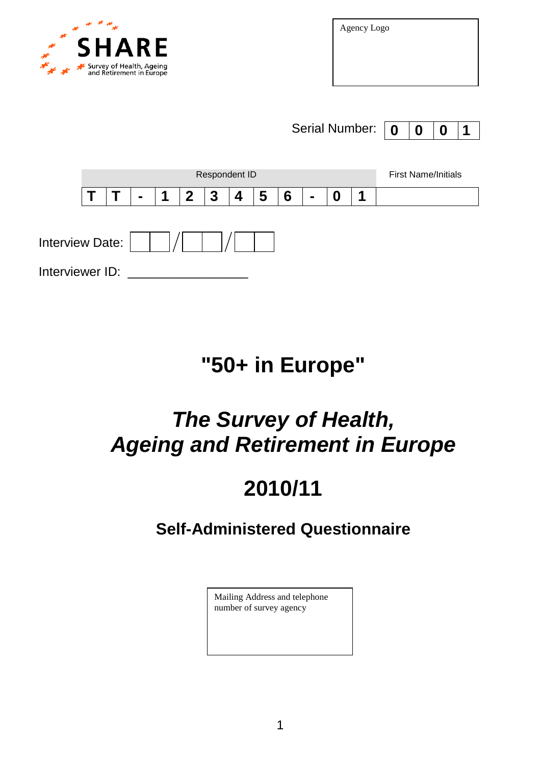SHARE

Survey of Health, Ageing and Retirement in Europe

Agency Logo

Serial Number: | 0 | 0 | 0 | 1 |

| Respondent ID | | | | | | | | | | | | First Name/Initials |
|---|---|---|---|---|---|---|---|---|---|---|---|---|
| T | T | - | 1 | 2 | 3 | 4 | 5 | 6 | - | 0 | 1 | |

Interview Date: __ __ / __ __ / __ __

Interviewer ID: ________________

# "50+ in Europe"

# *The Survey of Health, Ageing and Retirement in Europe*

# 2010/11

## Self-Administered Questionnaire

Mailing Address and telephone number of survey agency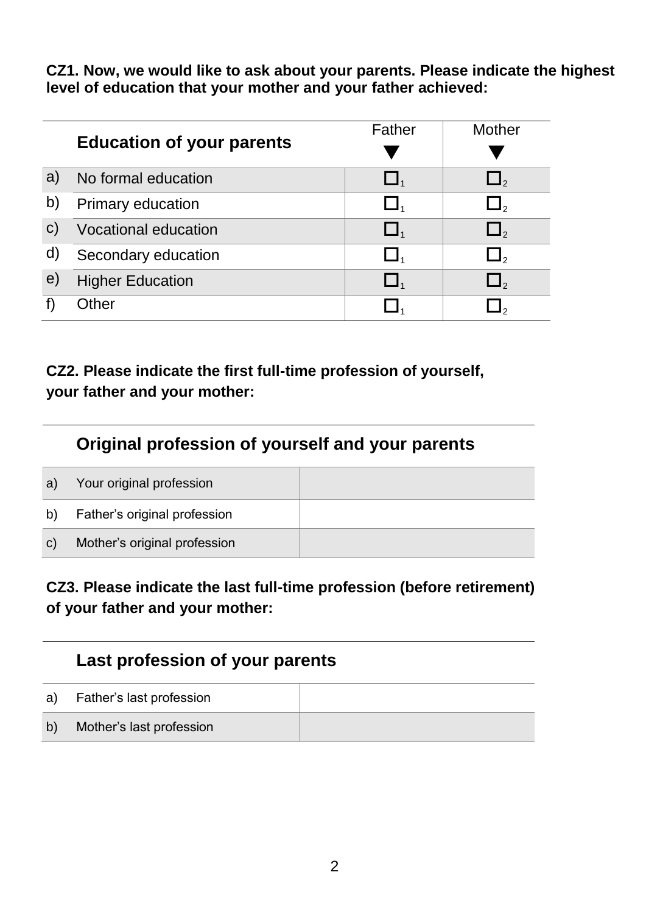**CZ1. Now, we would like to ask about your parents. Please indicate the highest level of education that your mother and your father achieved:**

| | Education of your parents | Father ▼ | Mother ▼ |
|---|---|---|---|
| a) | No formal education | ☐1 | ☐2 |
| b) | Primary education | ☐1 | ☐2 |
| c) | Vocational education | ☐1 | ☐2 |
| d) | Secondary education | ☐1 | ☐2 |
| e) | Higher Education | ☐1 | ☐2 |
| f) | Other | ☐1 | ☐2 |

**CZ2. Please indicate the first full-time profession of yourself, your father and your mother:**

| | Original profession of yourself and your parents | |
|---|---|---|
| a) | Your original profession | |
| b) | Father's original profession | |
| c) | Mother's original profession | |

**CZ3. Please indicate the last full-time profession (before retirement) of your father and your mother:**

| | Last profession of your parents | |
|---|---|---|
| a) | Father's last profession | |
| b) | Mother's last profession | |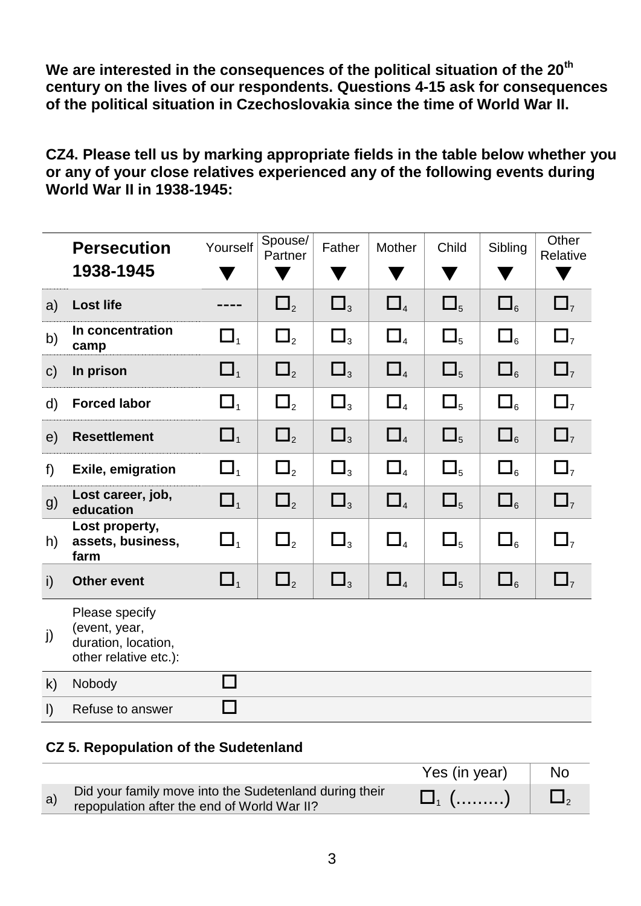**We are interested in the consequences of the political situation of the 20th century on the lives of our respondents. Questions 4-15 ask for consequences of the political situation in Czechoslovakia since the time of World War II.**

**CZ4. Please tell us by marking appropriate fields in the table below whether you or any of your close relatives experienced any of the following events during World War II in 1938-1945:**

| | **Persecution 1938-1945** | Yourself ▼ | Spouse/ Partner ▼ | Father ▼ | Mother ▼ | Child ▼ | Sibling ▼ | Other Relative ▼ |
|---|---|---|---|---|---|---|---|---|
| a) | **Lost life** | ---- | ☐2 | ☐3 | ☐4 | ☐5 | ☐6 | ☐7 |
| b) | **In concentration camp** | ☐1 | ☐2 | ☐3 | ☐4 | ☐5 | ☐6 | ☐7 |
| c) | **In prison** | ☐1 | ☐2 | ☐3 | ☐4 | ☐5 | ☐6 | ☐7 |
| d) | **Forced labor** | ☐1 | ☐2 | ☐3 | ☐4 | ☐5 | ☐6 | ☐7 |
| e) | **Resettlement** | ☐1 | ☐2 | ☐3 | ☐4 | ☐5 | ☐6 | ☐7 |
| f) | **Exile, emigration** | ☐1 | ☐2 | ☐3 | ☐4 | ☐5 | ☐6 | ☐7 |
| g) | **Lost career, job, education** | ☐1 | ☐2 | ☐3 | ☐4 | ☐5 | ☐6 | ☐7 |
| h) | **Lost property, assets, business, farm** | ☐1 | ☐2 | ☐3 | ☐4 | ☐5 | ☐6 | ☐7 |
| i) | **Other event** | ☐1 | ☐2 | ☐3 | ☐4 | ☐5 | ☐6 | ☐7 |
| j) | Please specify (event, year, duration, location, other relative etc.): | | | | | | | |
| k) | Nobody | ☐ | | | | | | |
| l) | Refuse to answer | ☐ | | | | | | |

**CZ 5. Repopulation of the Sudetenland**

| | | Yes (in year) | No |
|---|---|---|---|
| a) | Did your family move into the Sudetenland during their repopulation after the end of World War II? | ☐1 (.........) | ☐2 |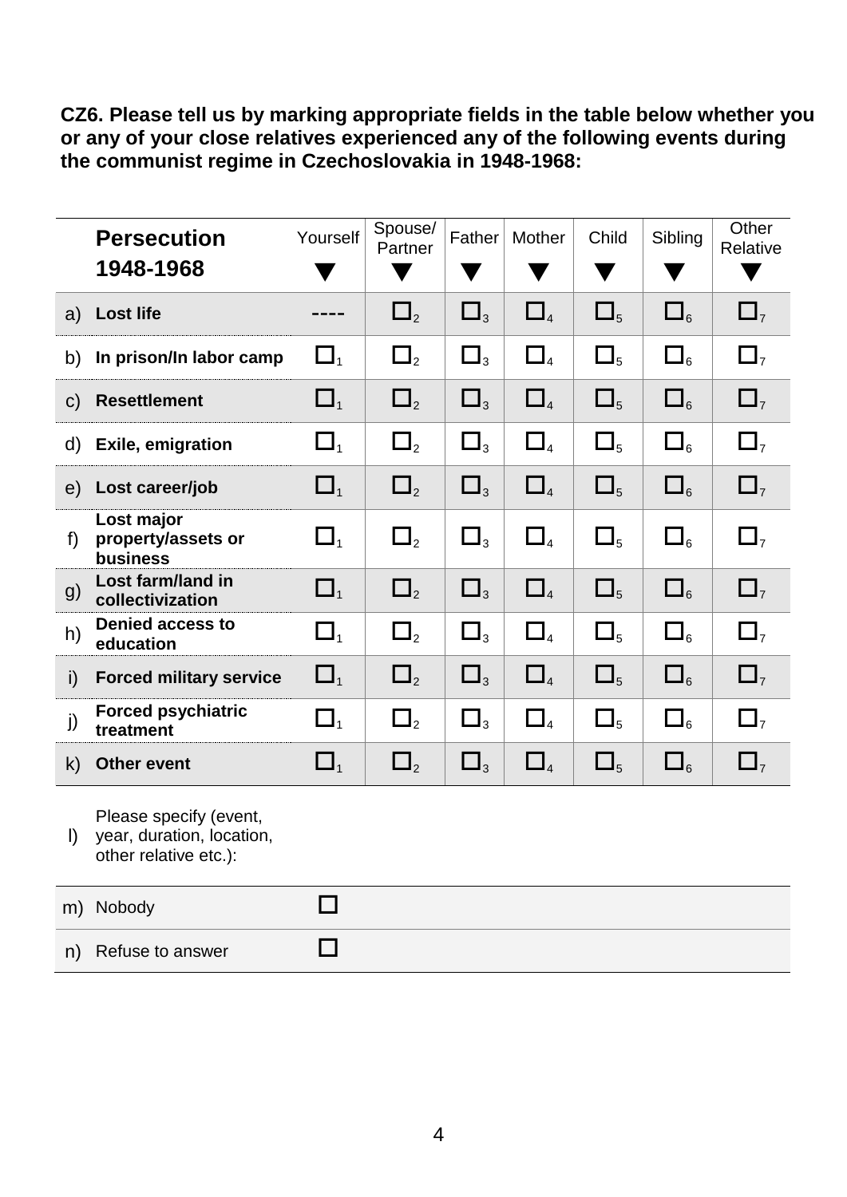**CZ6. Please tell us by marking appropriate fields in the table below whether you or any of your close relatives experienced any of the following events during the communist regime in Czechoslovakia in 1948-1968:**

| | **Persecution 1948-1968** | Yourself ▼ | Spouse/ Partner ▼ | Father ▼ | Mother ▼ | Child ▼ | Sibling ▼ | Other Relative ▼ |
|---|---|---|---|---|---|---|---|---|
| a) | **Lost life** | ---- | ☐ 2 | ☐ 3 | ☐ 4 | ☐ 5 | ☐ 6 | ☐ 7 |
| b) | **In prison/In labor camp** | ☐ 1 | ☐ 2 | ☐ 3 | ☐ 4 | ☐ 5 | ☐ 6 | ☐ 7 |
| c) | **Resettlement** | ☐ 1 | ☐ 2 | ☐ 3 | ☐ 4 | ☐ 5 | ☐ 6 | ☐ 7 |
| d) | **Exile, emigration** | ☐ 1 | ☐ 2 | ☐ 3 | ☐ 4 | ☐ 5 | ☐ 6 | ☐ 7 |
| e) | **Lost career/job** | ☐ 1 | ☐ 2 | ☐ 3 | ☐ 4 | ☐ 5 | ☐ 6 | ☐ 7 |
| f) | **Lost major property/assets or business** | ☐ 1 | ☐ 2 | ☐ 3 | ☐ 4 | ☐ 5 | ☐ 6 | ☐ 7 |
| g) | **Lost farm/land in collectivization** | ☐ 1 | ☐ 2 | ☐ 3 | ☐ 4 | ☐ 5 | ☐ 6 | ☐ 7 |
| h) | **Denied access to education** | ☐ 1 | ☐ 2 | ☐ 3 | ☐ 4 | ☐ 5 | ☐ 6 | ☐ 7 |
| i) | **Forced military service** | ☐ 1 | ☐ 2 | ☐ 3 | ☐ 4 | ☐ 5 | ☐ 6 | ☐ 7 |
| j) | **Forced psychiatric treatment** | ☐ 1 | ☐ 2 | ☐ 3 | ☐ 4 | ☐ 5 | ☐ 6 | ☐ 7 |
| k) | **Other event** | ☐ 1 | ☐ 2 | ☐ 3 | ☐ 4 | ☐ 5 | ☐ 6 | ☐ 7 |
| l) | Please specify (event, year, duration, location, other relative etc.): | | | | | | | |
| m) | Nobody | ☐ | | | | | | |
| n) | Refuse to answer | ☐ | | | | | | |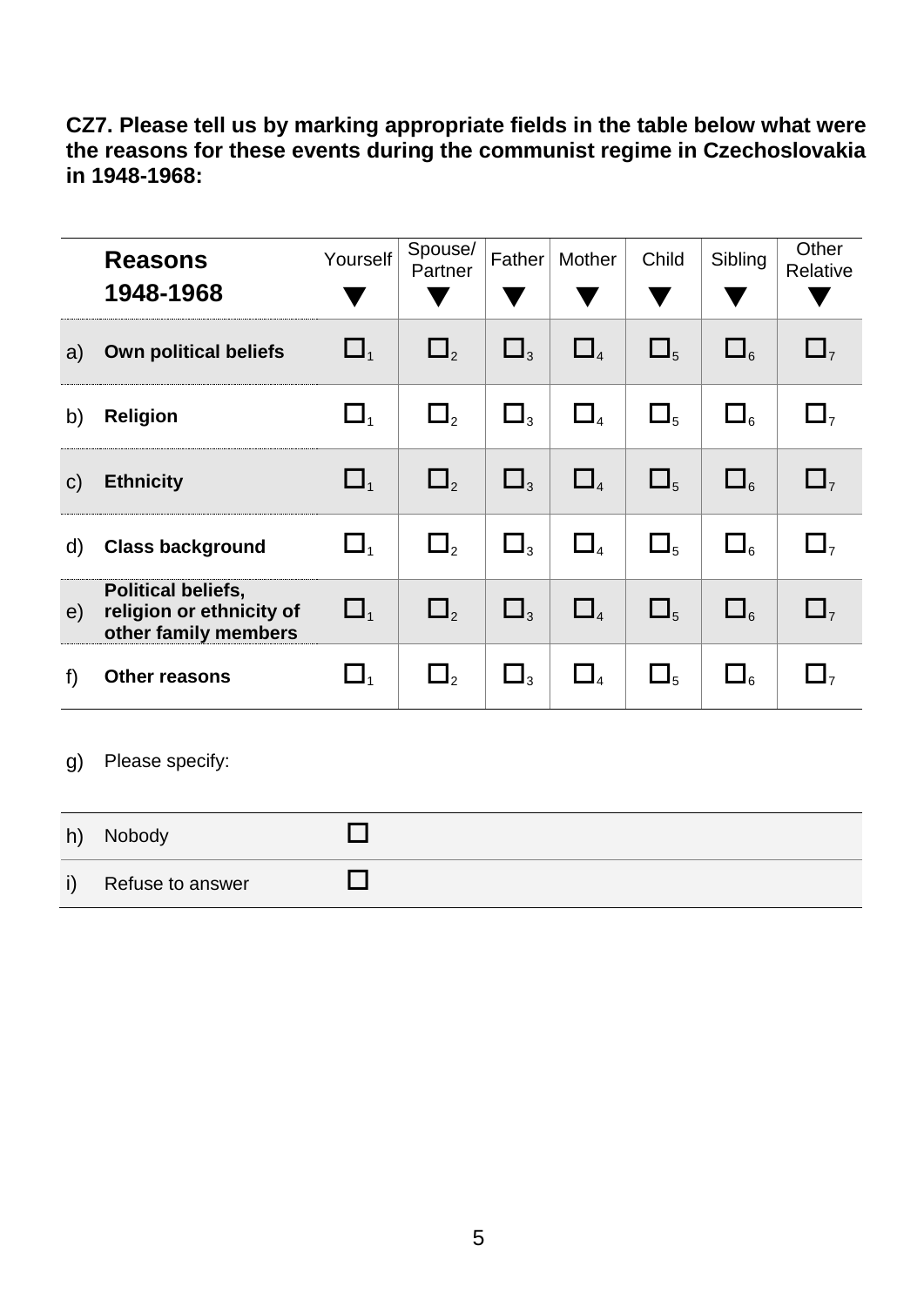**CZ7. Please tell us by marking appropriate fields in the table below what were the reasons for these events during the communist regime in Czechoslovakia in 1948-1968:**

| | **Reasons 1948-1968** | Yourself | Spouse/ Partner | Father | Mother | Child | Sibling | Other Relative |
|---|---|---|---|---|---|---|---|---|
| a) | **Own political beliefs** | ☐ 1 | ☐ 2 | ☐ 3 | ☐ 4 | ☐ 5 | ☐ 6 | ☐ 7 |
| b) | **Religion** | ☐ 1 | ☐ 2 | ☐ 3 | ☐ 4 | ☐ 5 | ☐ 6 | ☐ 7 |
| c) | **Ethnicity** | ☐ 1 | ☐ 2 | ☐ 3 | ☐ 4 | ☐ 5 | ☐ 6 | ☐ 7 |
| d) | **Class background** | ☐ 1 | ☐ 2 | ☐ 3 | ☐ 4 | ☐ 5 | ☐ 6 | ☐ 7 |
| e) | **Political beliefs, religion or ethnicity of other family members** | ☐ 1 | ☐ 2 | ☐ 3 | ☐ 4 | ☐ 5 | ☐ 6 | ☐ 7 |
| f) | **Other reasons** | ☐ 1 | ☐ 2 | ☐ 3 | ☐ 4 | ☐ 5 | ☐ 6 | ☐ 7 |

g) Please specify:

| | | |
|---|---|---|
| h) | Nobody | ☐ |
| i) | Refuse to answer | ☐ |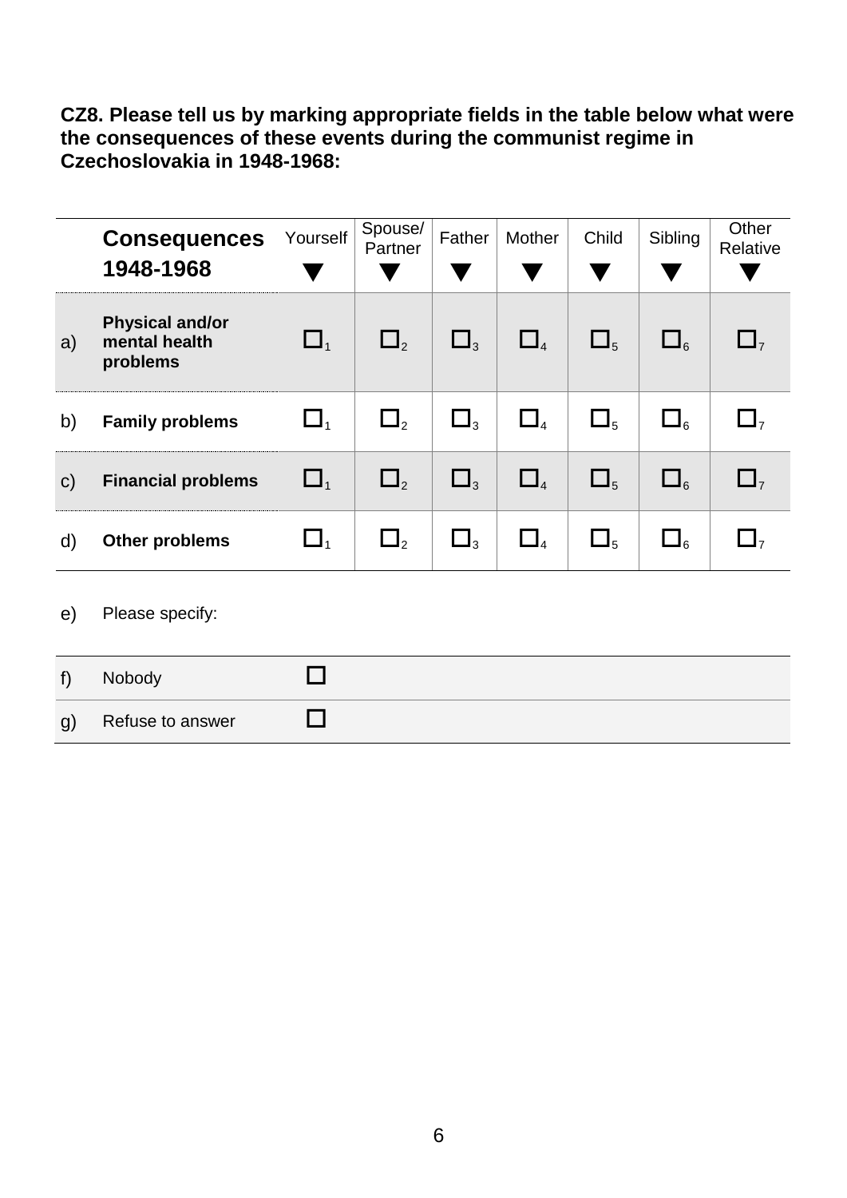**CZ8. Please tell us by marking appropriate fields in the table below what were the consequences of these events during the communist regime in Czechoslovakia in 1948-1968:**

| | **Consequences 1948-1968** | Yourself ▼ | Spouse/ Partner ▼ | Father ▼ | Mother ▼ | Child ▼ | Sibling ▼ | Other Relative ▼ |
|---|---|---|---|---|---|---|---|---|
| a) | **Physical and/or mental health problems** | ☐ 1 | ☐ 2 | ☐ 3 | ☐ 4 | ☐ 5 | ☐ 6 | ☐ 7 |
| b) | **Family problems** | ☐ 1 | ☐ 2 | ☐ 3 | ☐ 4 | ☐ 5 | ☐ 6 | ☐ 7 |
| c) | **Financial problems** | ☐ 1 | ☐ 2 | ☐ 3 | ☐ 4 | ☐ 5 | ☐ 6 | ☐ 7 |
| d) | **Other problems** | ☐ 1 | ☐ 2 | ☐ 3 | ☐ 4 | ☐ 5 | ☐ 6 | ☐ 7 |

e) Please specify:

| | | |
|---|---|---|
| f) | Nobody | ☐ |
| g) | Refuse to answer | ☐ |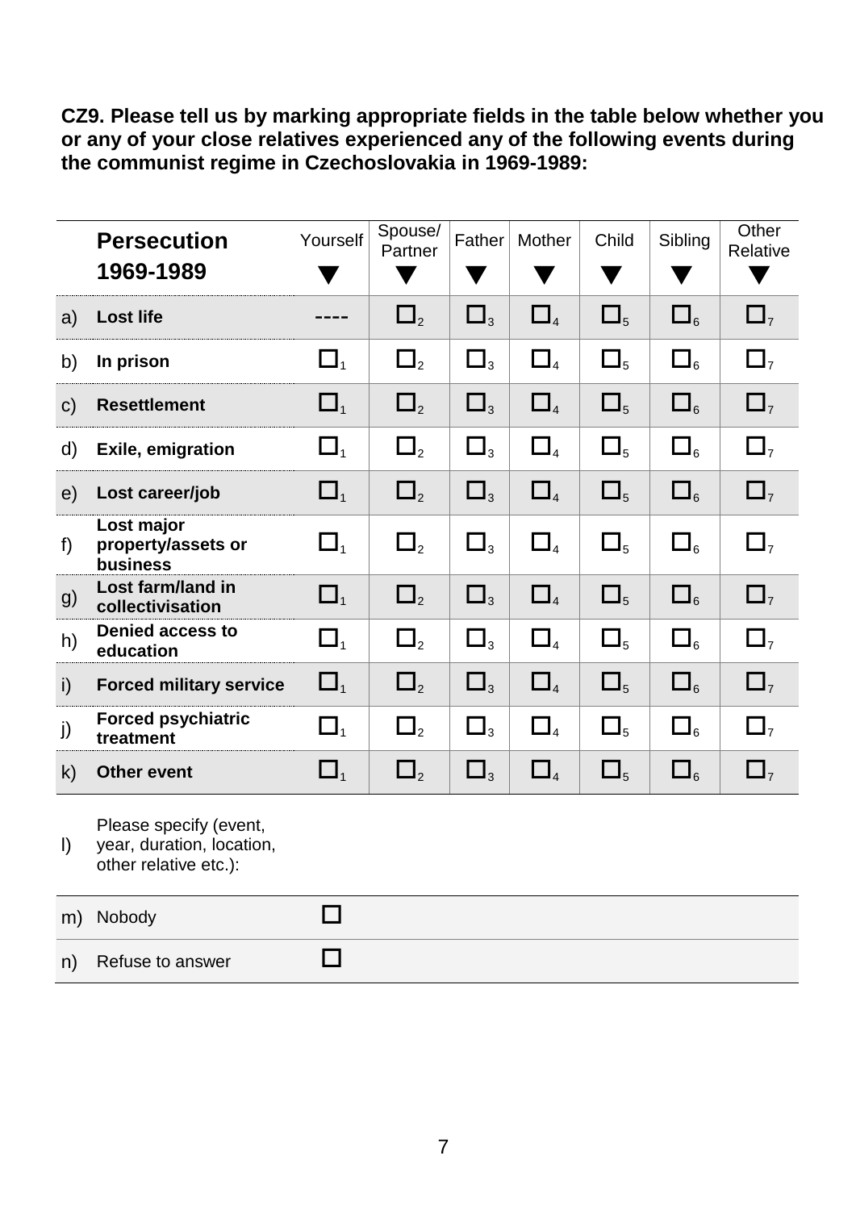**CZ9. Please tell us by marking appropriate fields in the table below whether you or any of your close relatives experienced any of the following events during the communist regime in Czechoslovakia in 1969-1989:**

| | **Persecution 1969-1989** | Yourself ▼ | Spouse/ Partner ▼ | Father ▼ | Mother ▼ | Child ▼ | Sibling ▼ | Other Relative ▼ |
|---|---|---|---|---|---|---|---|---|
| a) | **Lost life** | ---- | ☐ 2 | ☐ 3 | ☐ 4 | ☐ 5 | ☐ 6 | ☐ 7 |
| b) | **In prison** | ☐ 1 | ☐ 2 | ☐ 3 | ☐ 4 | ☐ 5 | ☐ 6 | ☐ 7 |
| c) | **Resettlement** | ☐ 1 | ☐ 2 | ☐ 3 | ☐ 4 | ☐ 5 | ☐ 6 | ☐ 7 |
| d) | **Exile, emigration** | ☐ 1 | ☐ 2 | ☐ 3 | ☐ 4 | ☐ 5 | ☐ 6 | ☐ 7 |
| e) | **Lost career/job** | ☐ 1 | ☐ 2 | ☐ 3 | ☐ 4 | ☐ 5 | ☐ 6 | ☐ 7 |
| f) | **Lost major property/assets or business** | ☐ 1 | ☐ 2 | ☐ 3 | ☐ 4 | ☐ 5 | ☐ 6 | ☐ 7 |
| g) | **Lost farm/land in collectivisation** | ☐ 1 | ☐ 2 | ☐ 3 | ☐ 4 | ☐ 5 | ☐ 6 | ☐ 7 |
| h) | **Denied access to education** | ☐ 1 | ☐ 2 | ☐ 3 | ☐ 4 | ☐ 5 | ☐ 6 | ☐ 7 |
| i) | **Forced military service** | ☐ 1 | ☐ 2 | ☐ 3 | ☐ 4 | ☐ 5 | ☐ 6 | ☐ 7 |
| j) | **Forced psychiatric treatment** | ☐ 1 | ☐ 2 | ☐ 3 | ☐ 4 | ☐ 5 | ☐ 6 | ☐ 7 |
| k) | **Other event** | ☐ 1 | ☐ 2 | ☐ 3 | ☐ 4 | ☐ 5 | ☐ 6 | ☐ 7 |

l) Please specify (event, year, duration, location, other relative etc.):

| | | |
|---|---|---|
| m) | Nobody | ☐ |
| n) | Refuse to answer | ☐ |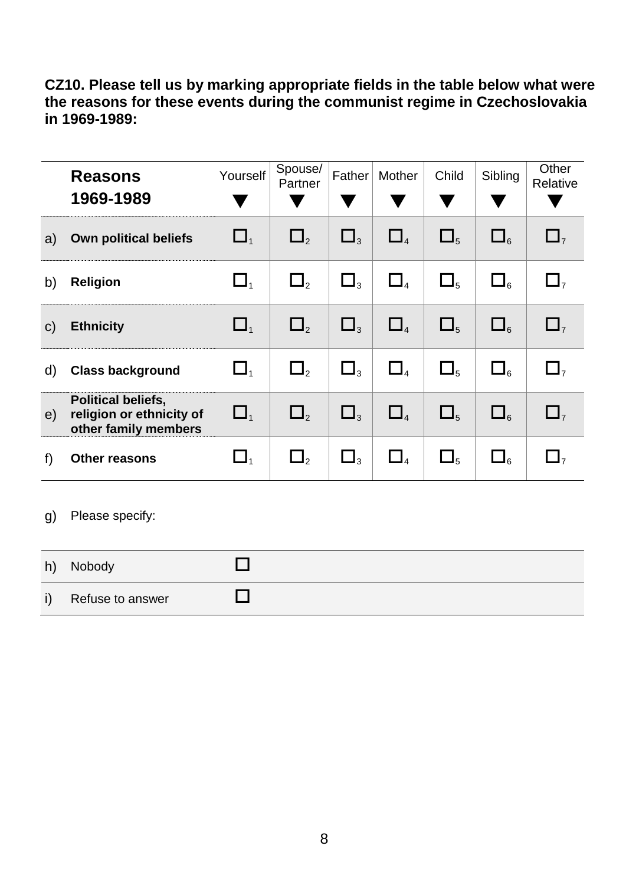**CZ10. Please tell us by marking appropriate fields in the table below what were the reasons for these events during the communist regime in Czechoslovakia in 1969-1989:**

| | **Reasons 1969-1989** | Yourself ▼ | Spouse/ Partner ▼ | Father ▼ | Mother ▼ | Child ▼ | Sibling ▼ | Other Relative ▼ |
|---|---|---|---|---|---|---|---|---|
| a) | **Own political beliefs** | ☐1 | ☐2 | ☐3 | ☐4 | ☐5 | ☐6 | ☐7 |
| b) | **Religion** | ☐1 | ☐2 | ☐3 | ☐4 | ☐5 | ☐6 | ☐7 |
| c) | **Ethnicity** | ☐1 | ☐2 | ☐3 | ☐4 | ☐5 | ☐6 | ☐7 |
| d) | **Class background** | ☐1 | ☐2 | ☐3 | ☐4 | ☐5 | ☐6 | ☐7 |
| e) | **Political beliefs, religion or ethnicity of other family members** | ☐1 | ☐2 | ☐3 | ☐4 | ☐5 | ☐6 | ☐7 |
| f) | **Other reasons** | ☐1 | ☐2 | ☐3 | ☐4 | ☐5 | ☐6 | ☐7 |

g) Please specify:

| | | |
|---|---|---|
| h) | Nobody | ☐ |
| i) | Refuse to answer | ☐ |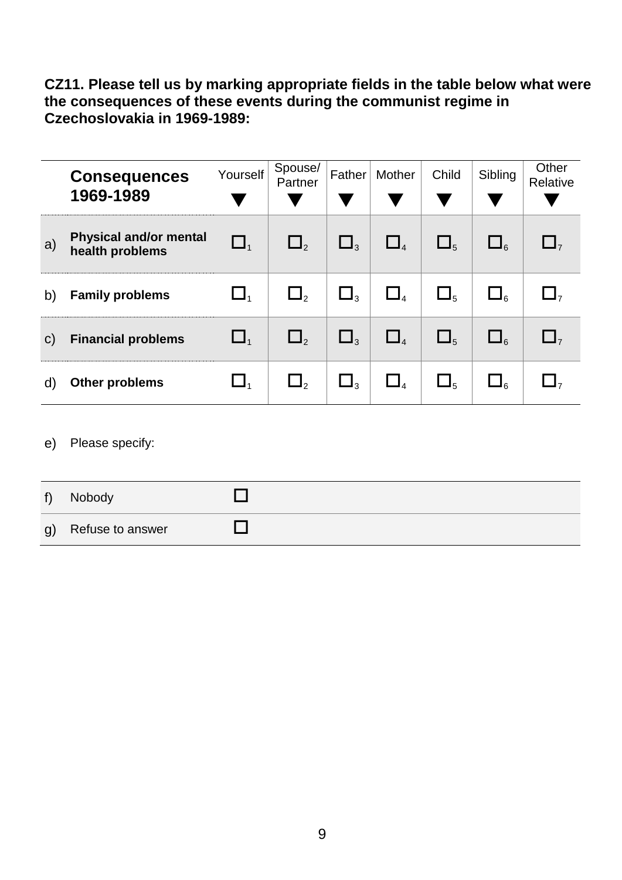**CZ11. Please tell us by marking appropriate fields in the table below what were the consequences of these events during the communist regime in Czechoslovakia in 1969-1989:**

| | **Consequences 1969-1989** | Yourself ▼ | Spouse/ Partner ▼ | Father ▼ | Mother ▼ | Child ▼ | Sibling ▼ | Other Relative ▼ |
|---|---|---|---|---|---|---|---|---|
| a) | **Physical and/or mental health problems** | ☐ 1 | ☐ 2 | ☐ 3 | ☐ 4 | ☐ 5 | ☐ 6 | ☐ 7 |
| b) | **Family problems** | ☐ 1 | ☐ 2 | ☐ 3 | ☐ 4 | ☐ 5 | ☐ 6 | ☐ 7 |
| c) | **Financial problems** | ☐ 1 | ☐ 2 | ☐ 3 | ☐ 4 | ☐ 5 | ☐ 6 | ☐ 7 |
| d) | **Other problems** | ☐ 1 | ☐ 2 | ☐ 3 | ☐ 4 | ☐ 5 | ☐ 6 | ☐ 7 |

e) Please specify:

| | | |
|---|---|---|
| f) | Nobody | ☐ |
| g) | Refuse to answer | ☐ |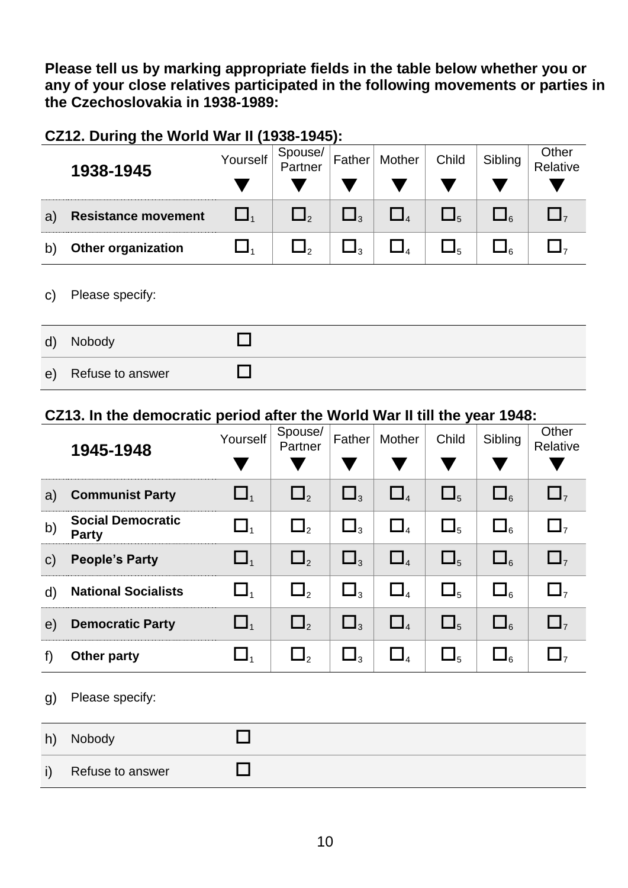**Please tell us by marking appropriate fields in the table below whether you or any of your close relatives participated in the following movements or parties in the Czechoslovakia in 1938-1989:**

### CZ12. During the World War II (1938-1945):

| | 1938-1945 | Yourself ▼ | Spouse/ Partner ▼ | Father ▼ | Mother ▼ | Child ▼ | Sibling ▼ | Other Relative ▼ |
|---|---|---|---|---|---|---|---|---|
| a) | **Resistance movement** | ☐1 | ☐2 | ☐3 | ☐4 | ☐5 | ☐6 | ☐7 |
| b) | **Other organization** | ☐1 | ☐2 | ☐3 | ☐4 | ☐5 | ☐6 | ☐7 |

c) Please specify:

| | | |
|---|---|---|
| d) | Nobody | ☐ |
| e) | Refuse to answer | ☐ |

### CZ13. In the democratic period after the World War II till the year 1948:

| | 1945-1948 | Yourself ▼ | Spouse/ Partner ▼ | Father ▼ | Mother ▼ | Child ▼ | Sibling ▼ | Other Relative ▼ |
|---|---|---|---|---|---|---|---|---|
| a) | **Communist Party** | ☐1 | ☐2 | ☐3 | ☐4 | ☐5 | ☐6 | ☐7 |
| b) | **Social Democratic Party** | ☐1 | ☐2 | ☐3 | ☐4 | ☐5 | ☐6 | ☐7 |
| c) | **People's Party** | ☐1 | ☐2 | ☐3 | ☐4 | ☐5 | ☐6 | ☐7 |
| d) | **National Socialists** | ☐1 | ☐2 | ☐3 | ☐4 | ☐5 | ☐6 | ☐7 |
| e) | **Democratic Party** | ☐1 | ☐2 | ☐3 | ☐4 | ☐5 | ☐6 | ☐7 |
| f) | **Other party** | ☐1 | ☐2 | ☐3 | ☐4 | ☐5 | ☐6 | ☐7 |

g) Please specify:

| | | |
|---|---|---|
| h) | Nobody | ☐ |
| i) | Refuse to answer | ☐ |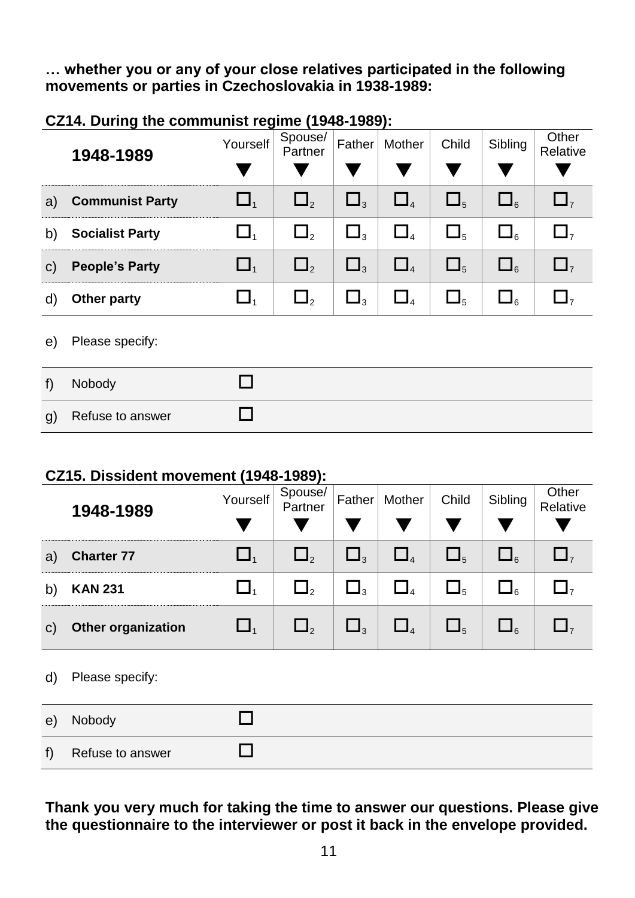**… whether you or any of your close relatives participated in the following movements or parties in Czechoslovakia in 1938-1989:**

**CZ14. During the communist regime (1948-1989):**

| | 1948-1989 | Yourself ▼ | Spouse/ Partner ▼ | Father ▼ | Mother ▼ | Child ▼ | Sibling ▼ | Other Relative ▼ |
|---|---|---|---|---|---|---|---|---|
| a) | **Communist Party** | ☐ 1 | ☐ 2 | ☐ 3 | ☐ 4 | ☐ 5 | ☐ 6 | ☐ 7 |
| b) | **Socialist Party** | ☐ 1 | ☐ 2 | ☐ 3 | ☐ 4 | ☐ 5 | ☐ 6 | ☐ 7 |
| c) | **People's Party** | ☐ 1 | ☐ 2 | ☐ 3 | ☐ 4 | ☐ 5 | ☐ 6 | ☐ 7 |
| d) | **Other party** | ☐ 1 | ☐ 2 | ☐ 3 | ☐ 4 | ☐ 5 | ☐ 6 | ☐ 7 |

e) Please specify:

| | | |
|---|---|---|
| f) | Nobody | ☐ |
| g) | Refuse to answer | ☐ |

**CZ15. Dissident movement (1948-1989):**

| | 1948-1989 | Yourself ▼ | Spouse/ Partner ▼ | Father ▼ | Mother ▼ | Child ▼ | Sibling ▼ | Other Relative ▼ |
|---|---|---|---|---|---|---|---|---|
| a) | **Charter 77** | ☐ 1 | ☐ 2 | ☐ 3 | ☐ 4 | ☐ 5 | ☐ 6 | ☐ 7 |
| b) | **KAN 231** | ☐ 1 | ☐ 2 | ☐ 3 | ☐ 4 | ☐ 5 | ☐ 6 | ☐ 7 |
| c) | **Other organization** | ☐ 1 | ☐ 2 | ☐ 3 | ☐ 4 | ☐ 5 | ☐ 6 | ☐ 7 |

d) Please specify:

| | | |
|---|---|---|
| e) | Nobody | ☐ |
| f) | Refuse to answer | ☐ |

**Thank you very much for taking the time to answer our questions. Please give the questionnaire to the interviewer or post it back in the envelope provided.**